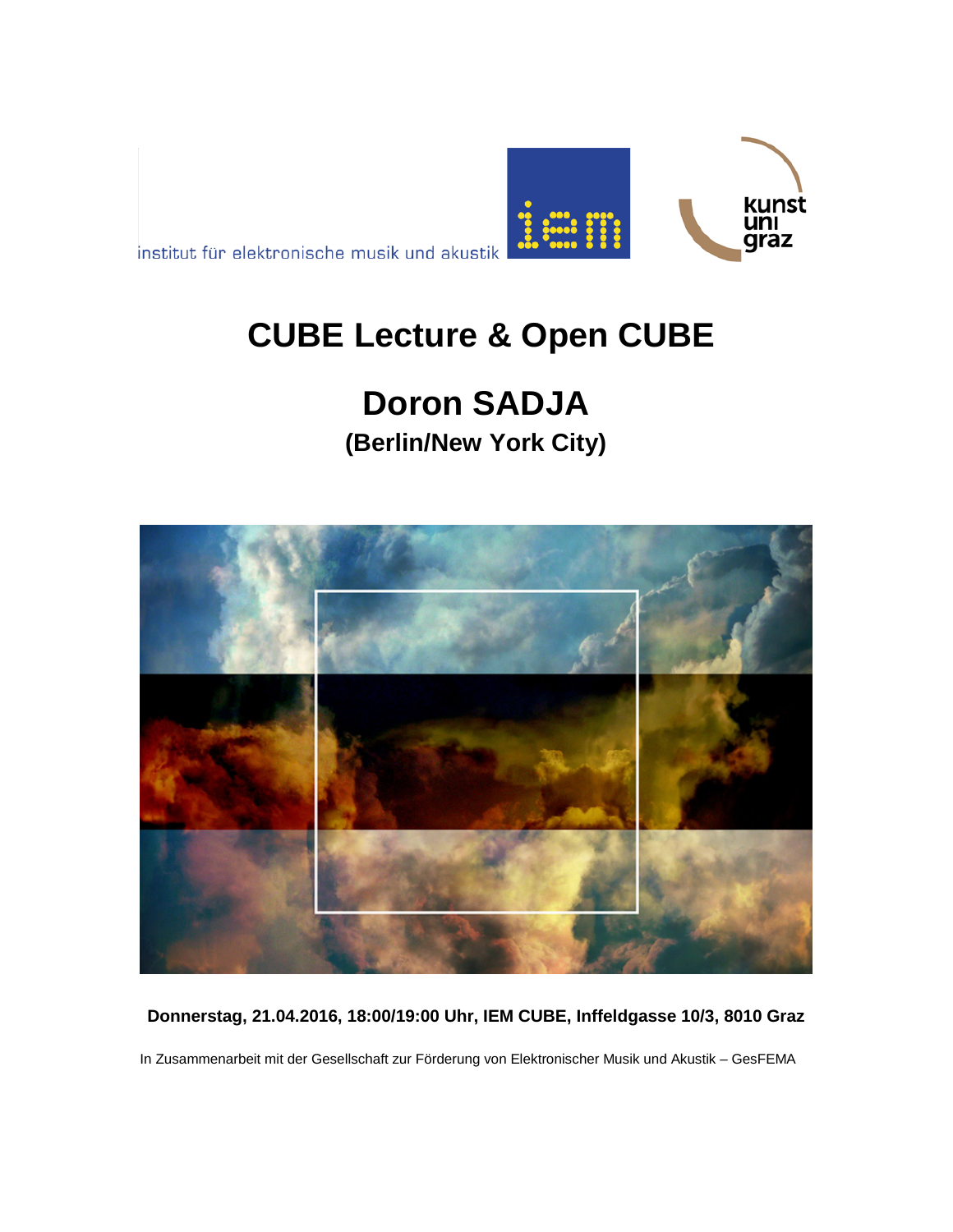institut für elektronische musik und akustik

iem

kunst uni graz

# CUBE Lecture & Open CUBE

# Doron SADJA

## (Berlin/New York City)

**Donnerstag, 21.04.2016, 18:00/19:00 Uhr, IEM CUBE, Inffeldgasse 10/3, 8010 Graz**

In Zusammenarbeit mit der Gesellschaft zur Förderung von Elektronischer Musik und Akustik – GesFEMA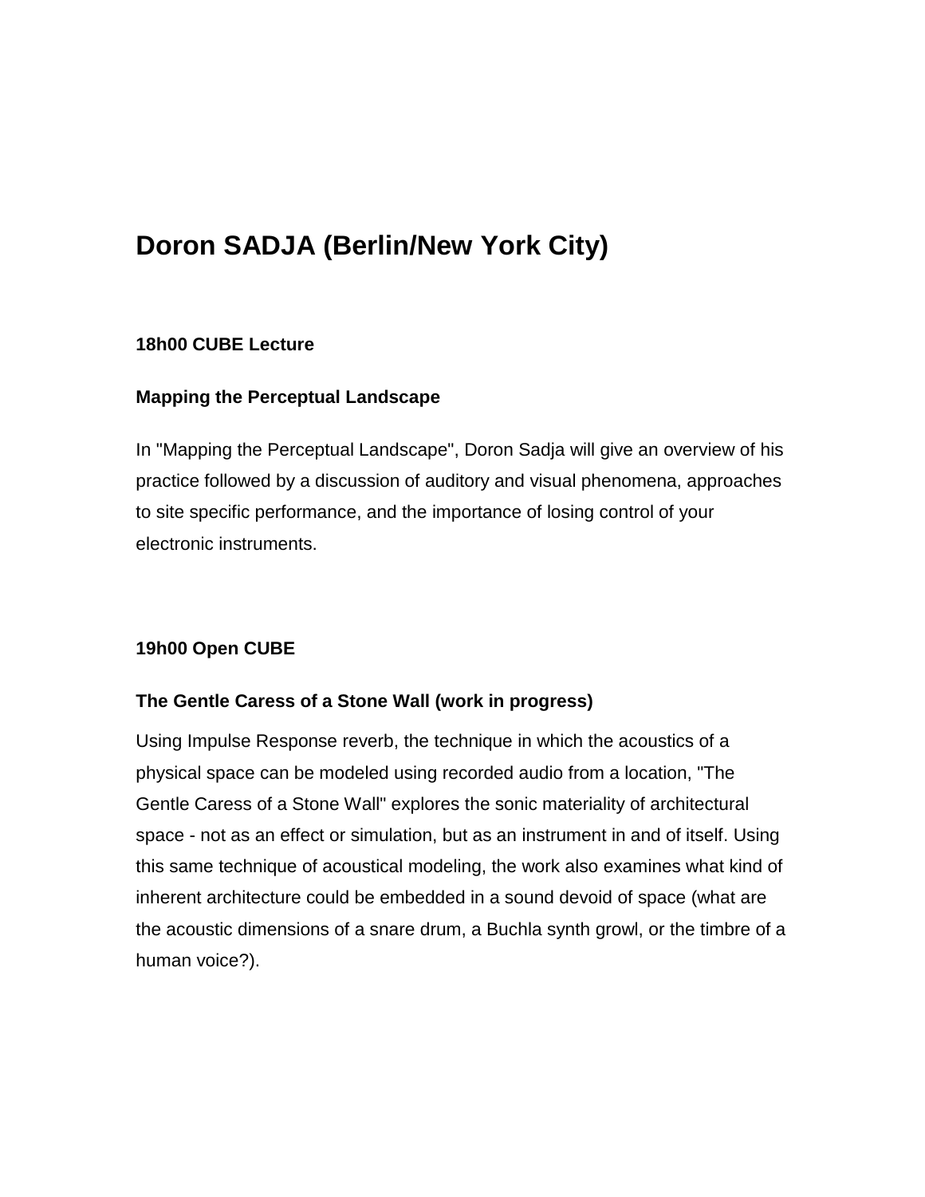# Doron SADJA (Berlin/New York City)

### 18h00 CUBE Lecture

### Mapping the Perceptual Landscape

In "Mapping the Perceptual Landscape", Doron Sadja will give an overview of his practice followed by a discussion of auditory and visual phenomena, approaches to site specific performance, and the importance of losing control of your electronic instruments.

### 19h00 Open CUBE

### The Gentle Caress of a Stone Wall (work in progress)

Using Impulse Response reverb, the technique in which the acoustics of a physical space can be modeled using recorded audio from a location, "The Gentle Caress of a Stone Wall" explores the sonic materiality of architectural space - not as an effect or simulation, but as an instrument in and of itself. Using this same technique of acoustical modeling, the work also examines what kind of inherent architecture could be embedded in a sound devoid of space (what are the acoustic dimensions of a snare drum, a Buchla synth growl, or the timbre of a human voice?).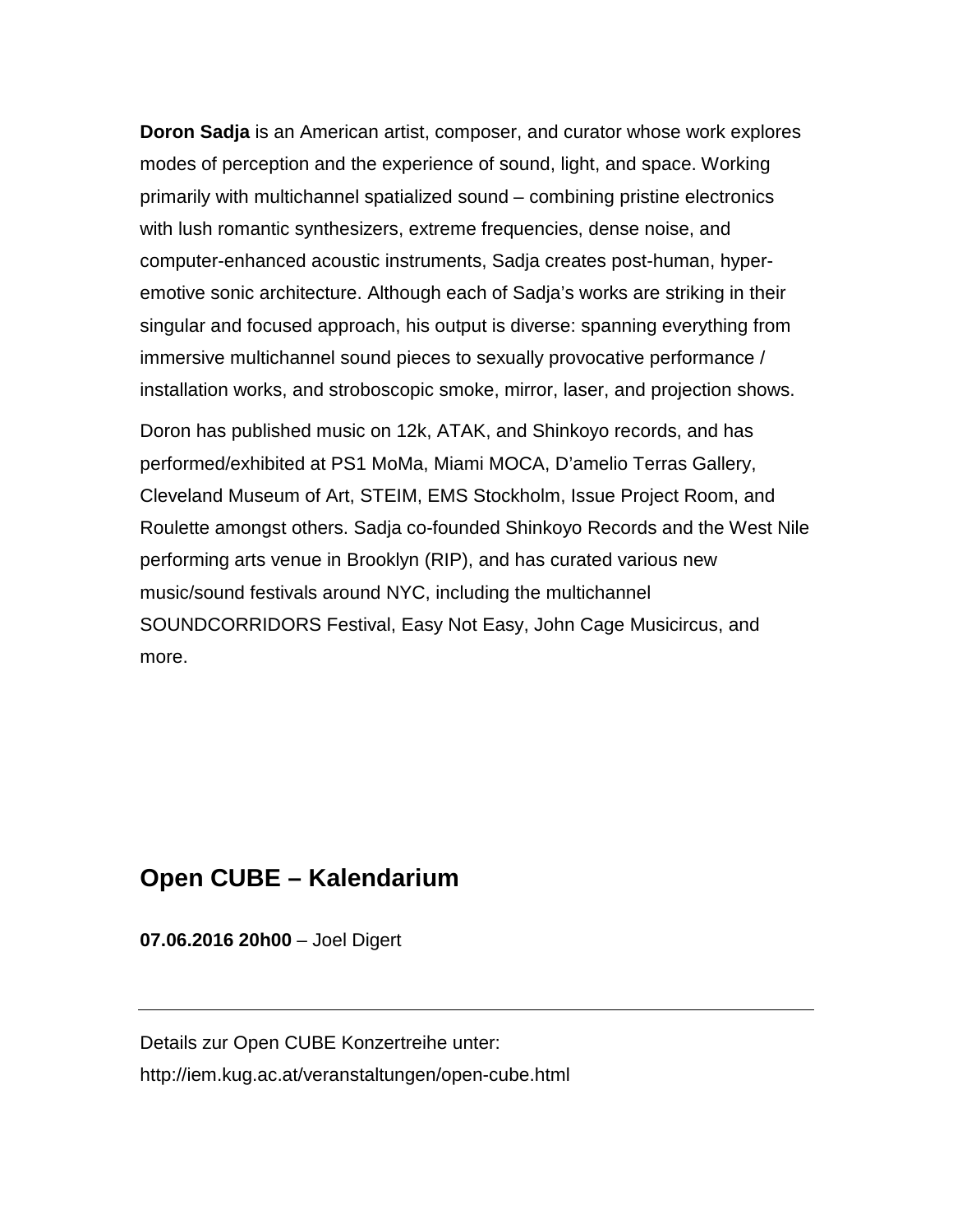**Doron Sadja** is an American artist, composer, and curator whose work explores modes of perception and the experience of sound, light, and space. Working primarily with multichannel spatialized sound – combining pristine electronics with lush romantic synthesizers, extreme frequencies, dense noise, and computer-enhanced acoustic instruments, Sadja creates post-human, hyper-emotive sonic architecture. Although each of Sadja's works are striking in their singular and focused approach, his output is diverse: spanning everything from immersive multichannel sound pieces to sexually provocative performance / installation works, and stroboscopic smoke, mirror, laser, and projection shows.

Doron has published music on 12k, ATAK, and Shinkoyo records, and has performed/exhibited at PS1 MoMa, Miami MOCA, D'amelio Terras Gallery, Cleveland Museum of Art, STEIM, EMS Stockholm, Issue Project Room, and Roulette amongst others. Sadja co-founded Shinkoyo Records and the West Nile performing arts venue in Brooklyn (RIP), and has curated various new music/sound festivals around NYC, including the multichannel SOUNDCORRIDORS Festival, Easy Not Easy, John Cage Musicircus, and more.

## Open CUBE – Kalendarium

**07.06.2016 20h00** – Joel Digert

---

Details zur Open CUBE Konzertreihe unter:
http://iem.kug.ac.at/veranstaltungen/open-cube.html